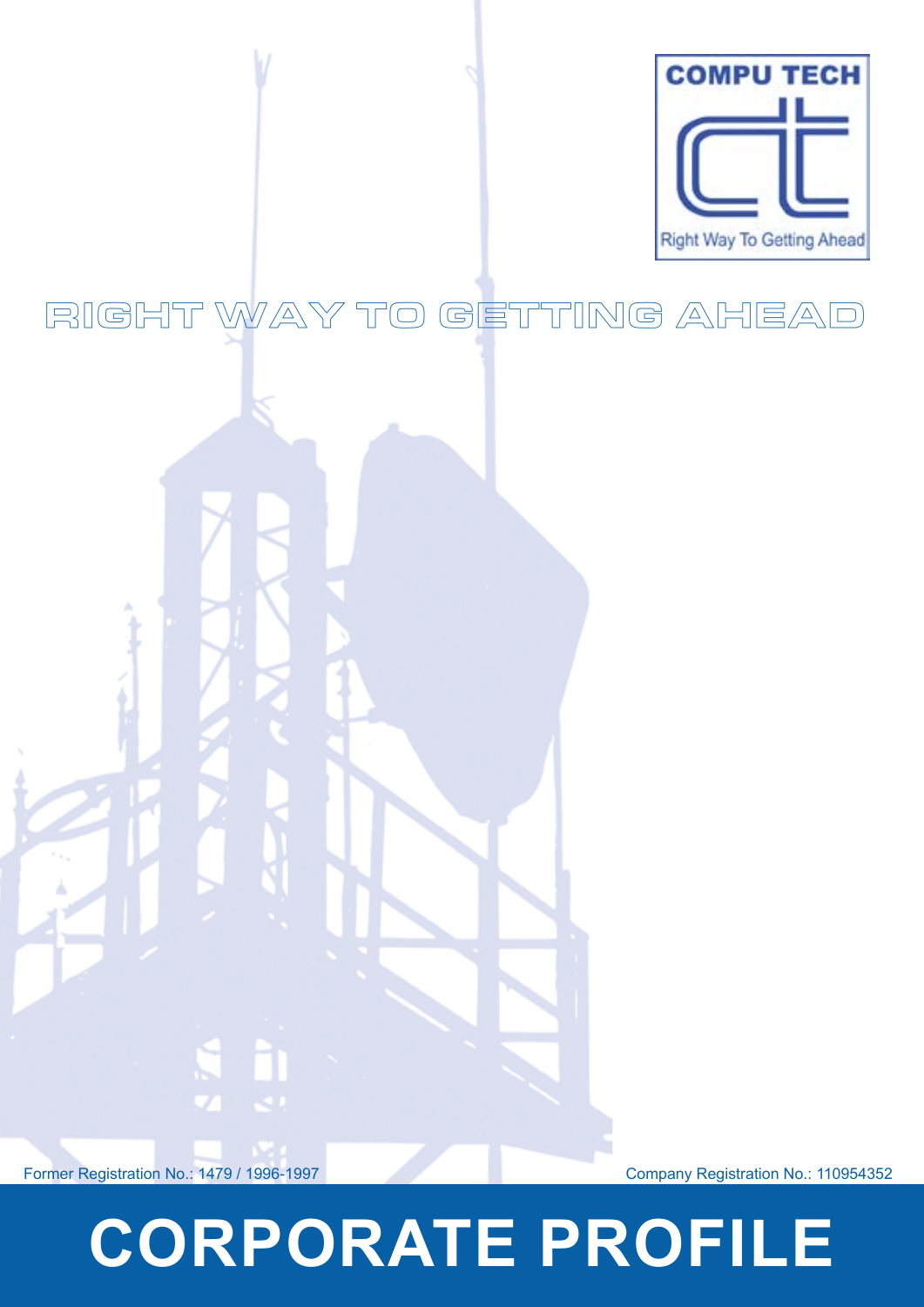COMPU TECH

Right Way To Getting Ahead

RIGHT WAY TO GETTING AHEAD

Former Registration No.: 1479 / 1996-1997

Company Registration No.: 110954352

# CORPORATE PROFILE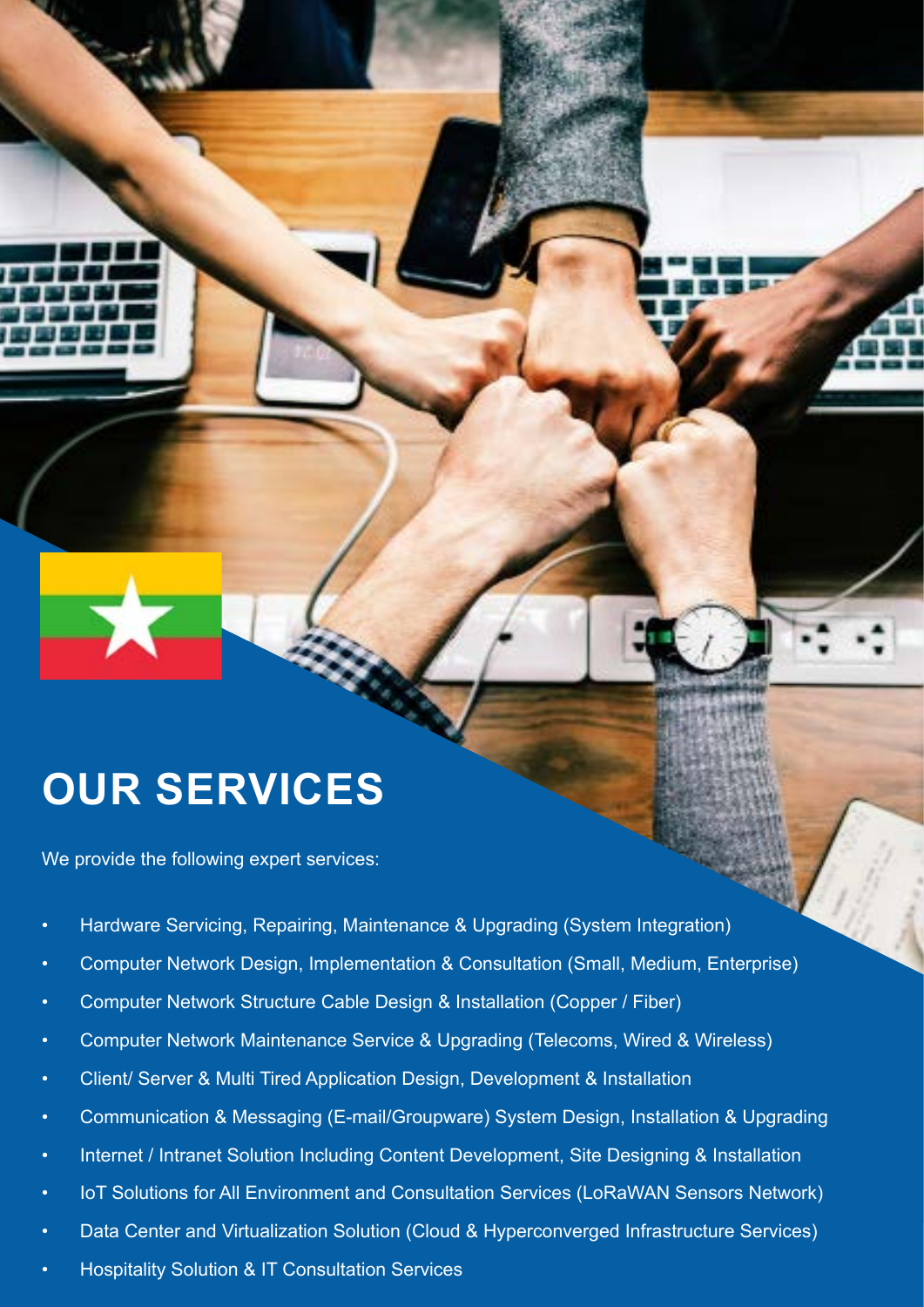# OUR SERVICES

We provide the following expert services:

- Hardware Servicing, Repairing, Maintenance & Upgrading (System Integration)
- Computer Network Design, Implementation & Consultation (Small, Medium, Enterprise)
- Computer Network Structure Cable Design & Installation (Copper / Fiber)
- Computer Network Maintenance Service & Upgrading (Telecoms, Wired & Wireless)
- Client/ Server & Multi Tired Application Design, Development & Installation
- Communication & Messaging (E-mail/Groupware) System Design, Installation & Upgrading
- Internet / Intranet Solution Including Content Development, Site Designing & Installation
- IoT Solutions for All Environment and Consultation Services (LoRaWAN Sensors Network)
- Data Center and Virtualization Solution (Cloud & Hyperconverged Infrastructure Services)
- Hospitality Solution & IT Consultation Services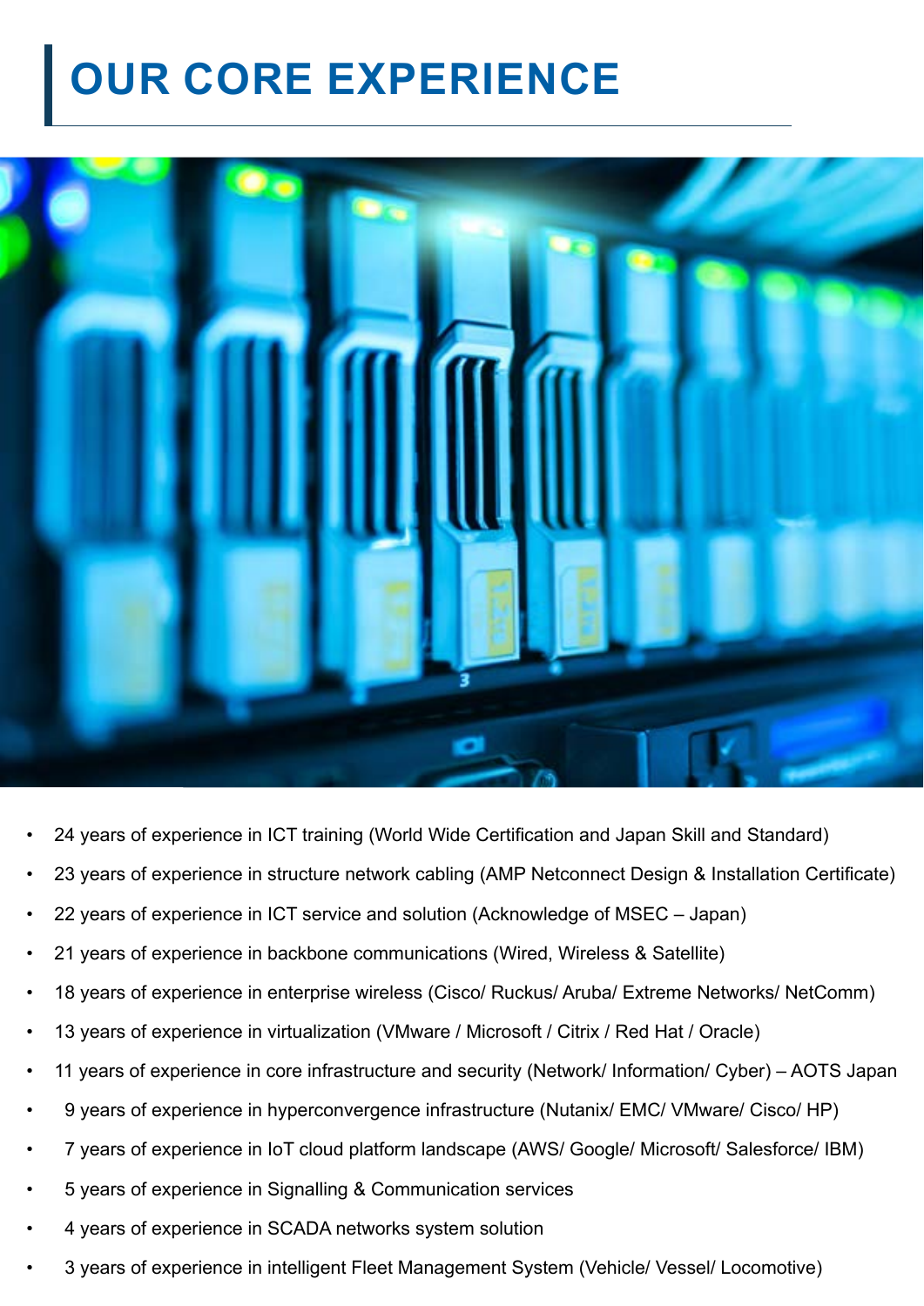# OUR CORE EXPERIENCE

- 24 years of experience in ICT training (World Wide Certification and Japan Skill and Standard)
- 23 years of experience in structure network cabling (AMP Netconnect Design & Installation Certificate)
- 22 years of experience in ICT service and solution (Acknowledge of MSEC – Japan)
- 21 years of experience in backbone communications (Wired, Wireless & Satellite)
- 18 years of experience in enterprise wireless (Cisco/ Ruckus/ Aruba/ Extreme Networks/ NetComm)
- 13 years of experience in virtualization (VMware / Microsoft / Citrix / Red Hat / Oracle)
- 11 years of experience in core infrastructure and security (Network/ Information/ Cyber) – AOTS Japan
- 9 years of experience in hyperconvergence infrastructure (Nutanix/ EMC/ VMware/ Cisco/ HP)
- 7 years of experience in IoT cloud platform landscape (AWS/ Google/ Microsoft/ Salesforce/ IBM)
- 5 years of experience in Signalling & Communication services
- 4 years of experience in SCADA networks system solution
- 3 years of experience in intelligent Fleet Management System (Vehicle/ Vessel/ Locomotive)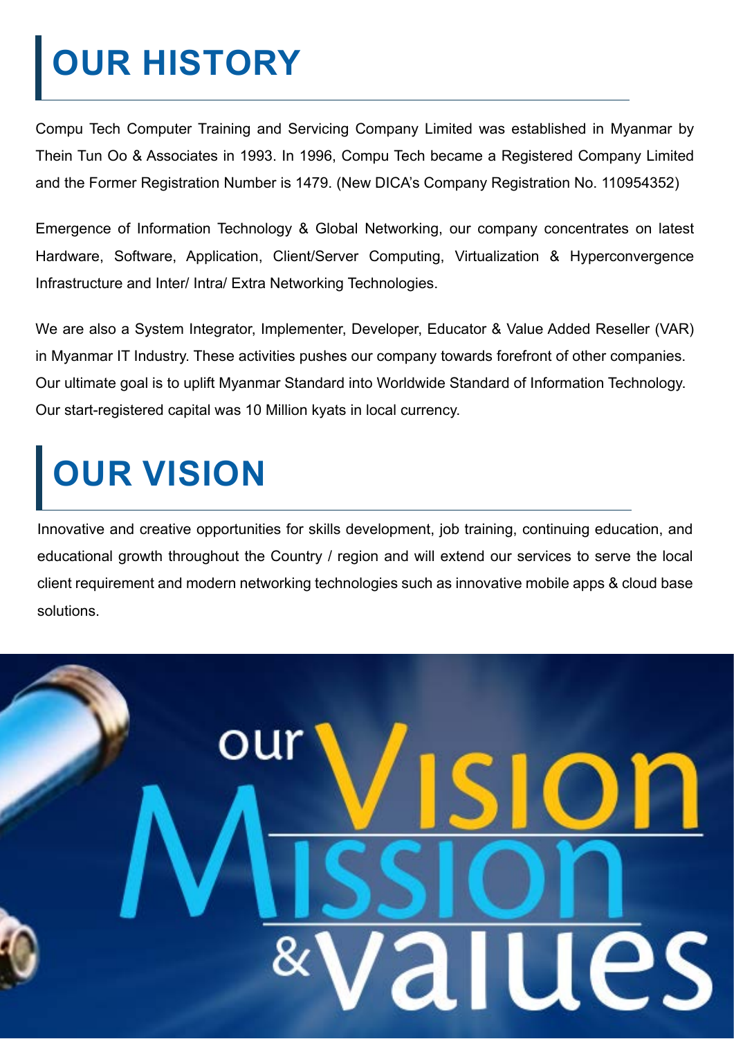# OUR HISTORY

Compu Tech Computer Training and Servicing Company Limited was established in Myanmar by Thein Tun Oo & Associates in 1993. In 1996, Compu Tech became a Registered Company Limited and the Former Registration Number is 1479. (New DICA's Company Registration No. 110954352)

Emergence of Information Technology & Global Networking, our company concentrates on latest Hardware, Software, Application, Client/Server Computing, Virtualization & Hyperconvergence Infrastructure and Inter/ Intra/ Extra Networking Technologies.

We are also a System Integrator, Implementer, Developer, Educator & Value Added Reseller (VAR) in Myanmar IT Industry. These activities pushes our company towards forefront of other companies. Our ultimate goal is to uplift Myanmar Standard into Worldwide Standard of Information Technology. Our start-registered capital was 10 Million kyats in local currency.

# OUR VISION

Innovative and creative opportunities for skills development, job training, continuing education, and educational growth throughout the Country / region and will extend our services to serve the local client requirement and modern networking technologies such as innovative mobile apps & cloud base solutions.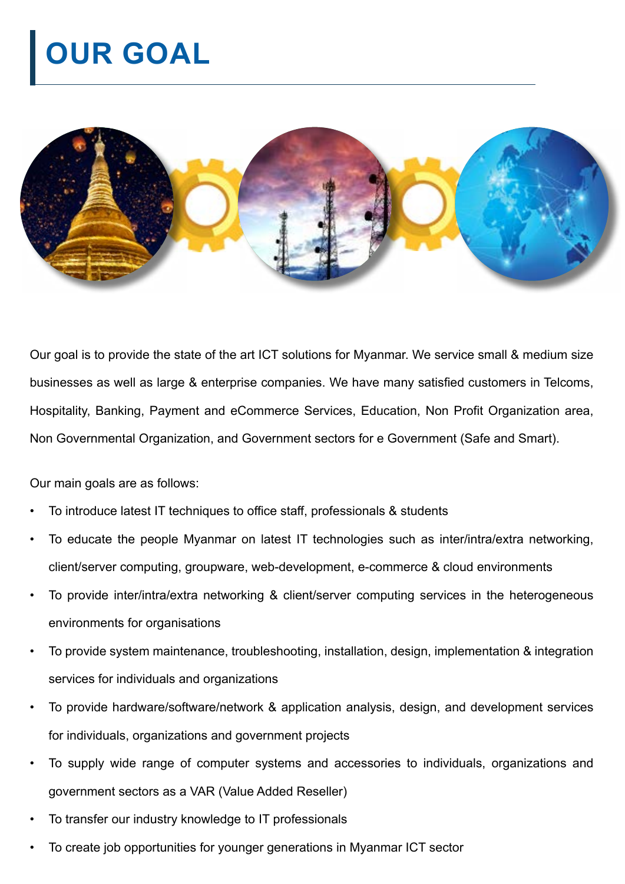# OUR GOAL

Our goal is to provide the state of the art ICT solutions for Myanmar. We service small & medium size businesses as well as large & enterprise companies. We have many satisfied customers in Telcoms, Hospitality, Banking, Payment and eCommerce Services, Education, Non Profit Organization area, Non Governmental Organization, and Government sectors for e Government (Safe and Smart).

Our main goals are as follows:

- To introduce latest IT techniques to office staff, professionals & students
- To educate the people Myanmar on latest IT technologies such as inter/intra/extra networking, client/server computing, groupware, web-development, e-commerce & cloud environments
- To provide inter/intra/extra networking & client/server computing services in the heterogeneous environments for organisations
- To provide system maintenance, troubleshooting, installation, design, implementation & integration services for individuals and organizations
- To provide hardware/software/network & application analysis, design, and development services for individuals, organizations and government projects
- To supply wide range of computer systems and accessories to individuals, organizations and government sectors as a VAR (Value Added Reseller)
- To transfer our industry knowledge to IT professionals
- To create job opportunities for younger generations in Myanmar ICT sector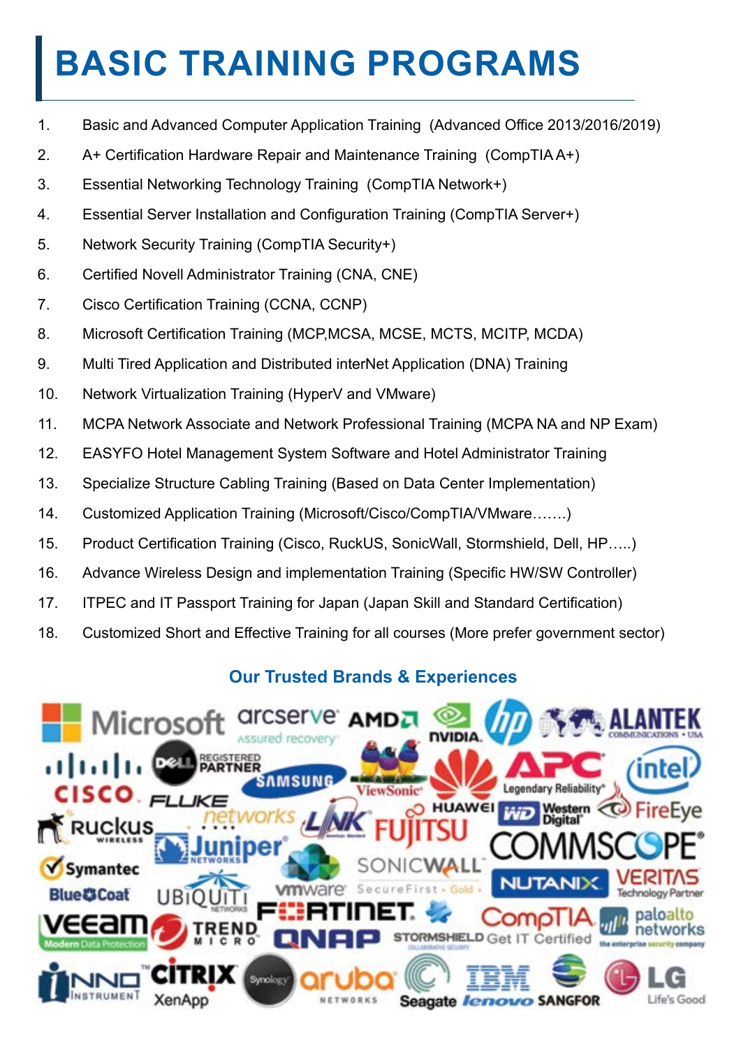# BASIC TRAINING PROGRAMS

1. Basic and Advanced Computer Application Training (Advanced Office 2013/2016/2019)
2. A+ Certification Hardware Repair and Maintenance Training (CompTIA A+)
3. Essential Networking Technology Training (CompTIA Network+)
4. Essential Server Installation and Configuration Training (CompTIA Server+)
5. Network Security Training (CompTIA Security+)
6. Certified Novell Administrator Training (CNA, CNE)
7. Cisco Certification Training (CCNA, CCNP)
8. Microsoft Certification Training (MCP,MCSA, MCSE, MCTS, MCITP, MCDA)
9. Multi Tired Application and Distributed interNet Application (DNA) Training
10. Network Virtualization Training (HyperV and VMware)
11. MCPA Network Associate and Network Professional Training (MCPA NA and NP Exam)
12. EASYFO Hotel Management System Software and Hotel Administrator Training
13. Specialize Structure Cabling Training (Based on Data Center Implementation)
14. Customized Application Training (Microsoft/Cisco/CompTIA/VMware…….)
15. Product Certification Training (Cisco, RuckUS, SonicWall, Stormshield, Dell, HP…..)
16. Advance Wireless Design and implementation Training (Specific HW/SW Controller)
17. ITPEC and IT Passport Training for Japan (Japan Skill and Standard Certification)
18. Customized Short and Effective Training for all courses (More prefer government sector)

## Our Trusted Brands & Experiences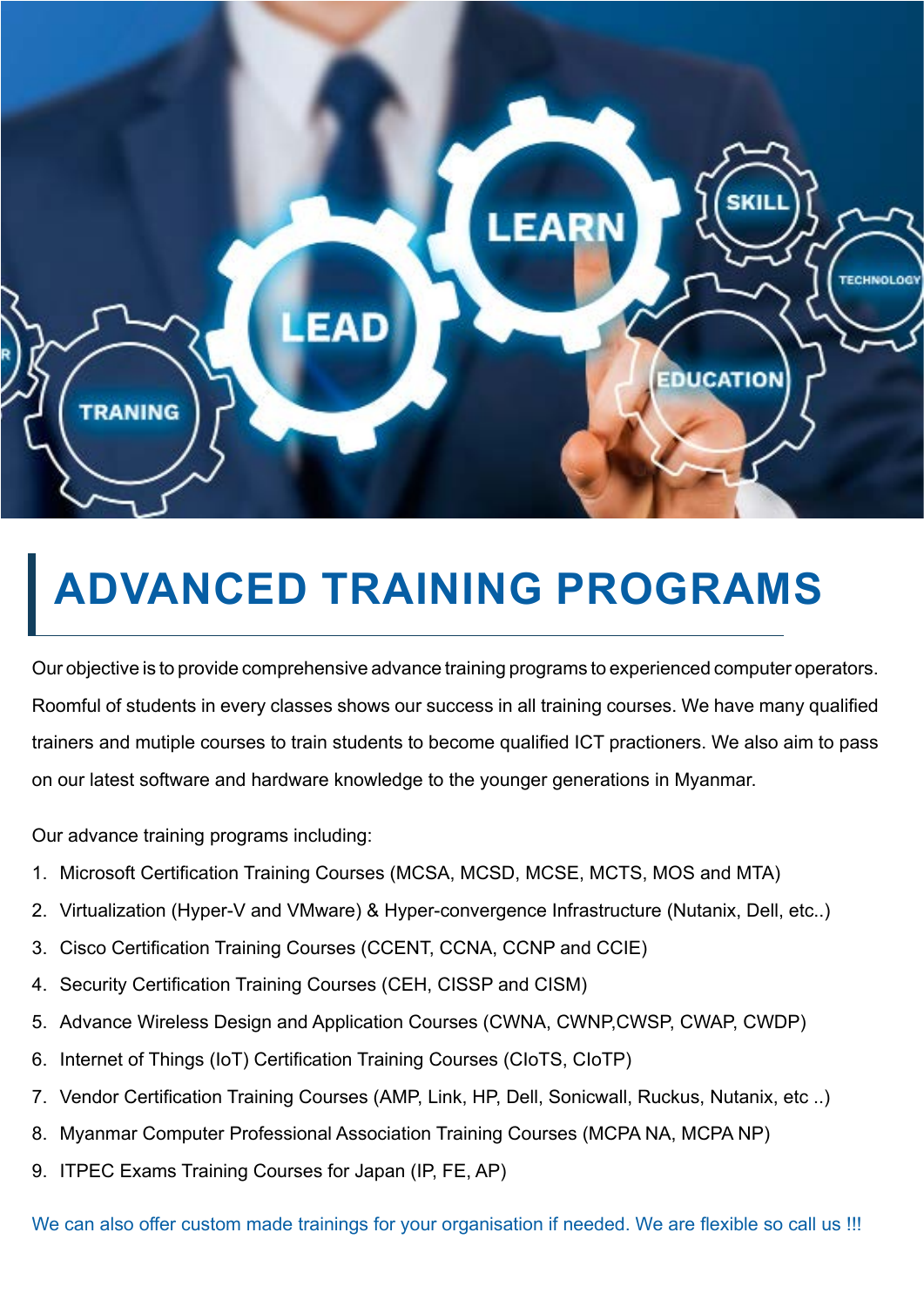# ADVANCED TRAINING PROGRAMS

Our objective is to provide comprehensive advance training programs to experienced computer operators. Roomful of students in every classes shows our success in all training courses. We have many qualified trainers and mutiple courses to train students to become qualified ICT practioners. We also aim to pass on our latest software and hardware knowledge to the younger generations in Myanmar.

Our advance training programs including:

1. Microsoft Certification Training Courses (MCSA, MCSD, MCSE, MCTS, MOS and MTA)
2. Virtualization (Hyper-V and VMware) & Hyper-convergence Infrastructure (Nutanix, Dell, etc..)
3. Cisco Certification Training Courses (CCENT, CCNA, CCNP and CCIE)
4. Security Certification Training Courses (CEH, CISSP and CISM)
5. Advance Wireless Design and Application Courses (CWNA, CWNP,CWSP, CWAP, CWDP)
6. Internet of Things (IoT) Certification Training Courses (CIoTS, CIoTP)
7. Vendor Certification Training Courses (AMP, Link, HP, Dell, Sonicwall, Ruckus, Nutanix, etc ..)
8. Myanmar Computer Professional Association Training Courses (MCPA NA, MCPA NP)
9. ITPEC Exams Training Courses for Japan (IP, FE, AP)

We can also offer custom made trainings for your organisation if needed. We are flexible so call us !!!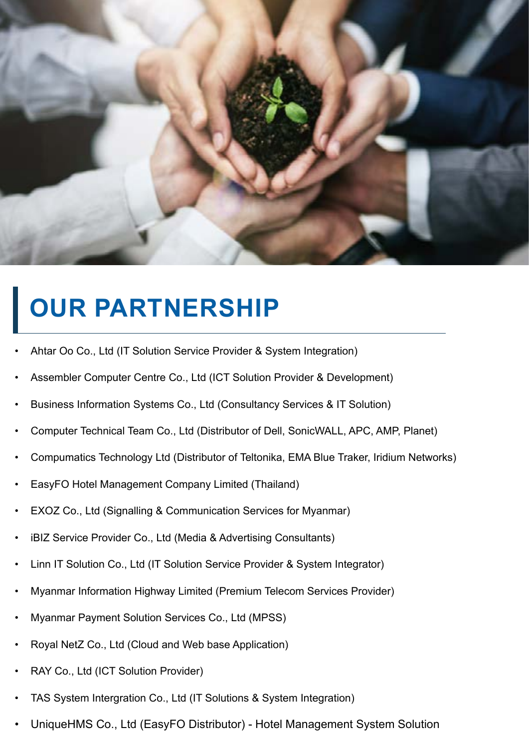# OUR PARTNERSHIP

- Ahtar Oo Co., Ltd (IT Solution Service Provider & System Integration)
- Assembler Computer Centre Co., Ltd (ICT Solution Provider & Development)
- Business Information Systems Co., Ltd (Consultancy Services & IT Solution)
- Computer Technical Team Co., Ltd (Distributor of Dell, SonicWALL, APC, AMP, Planet)
- Compumatics Technology Ltd (Distributor of Teltonika, EMA Blue Traker, Iridium Networks)
- EasyFO Hotel Management Company Limited (Thailand)
- EXOZ Co., Ltd (Signalling & Communication Services for Myanmar)
- iBIZ Service Provider Co., Ltd (Media & Advertising Consultants)
- Linn IT Solution Co., Ltd (IT Solution Service Provider & System Integrator)
- Myanmar Information Highway Limited (Premium Telecom Services Provider)
- Myanmar Payment Solution Services Co., Ltd (MPSS)
- Royal NetZ Co., Ltd (Cloud and Web base Application)
- RAY Co., Ltd (ICT Solution Provider)
- TAS System Intergration Co., Ltd (IT Solutions & System Integration)
- UniqueHMS Co., Ltd (EasyFO Distributor) - Hotel Management System Solution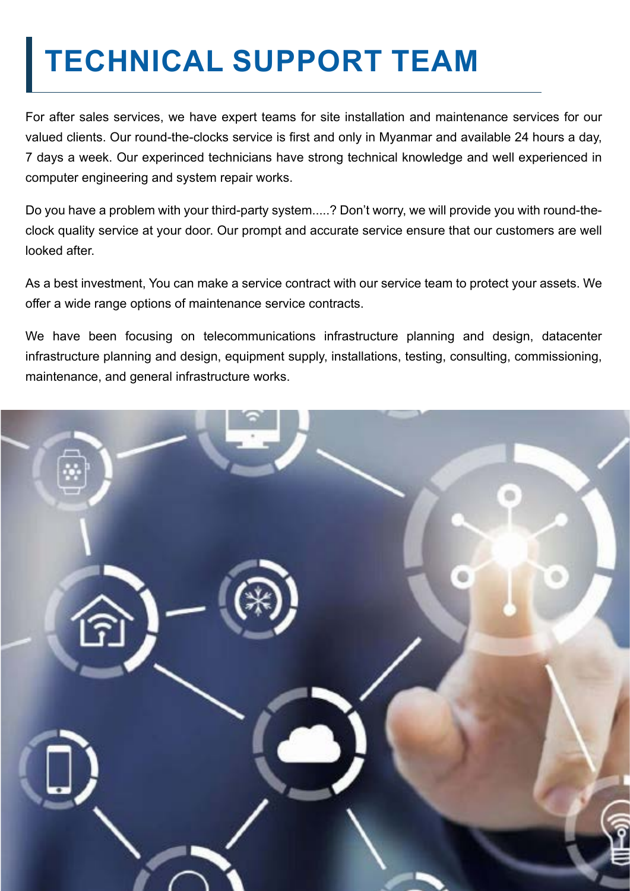# TECHNICAL SUPPORT TEAM

For after sales services, we have expert teams for site installation and maintenance services for our valued clients. Our round-the-clocks service is first and only in Myanmar and available 24 hours a day, 7 days a week. Our experinced technicians have strong technical knowledge and well experienced in computer engineering and system repair works.

Do you have a problem with your third-party system.....? Don't worry, we will provide you with round-the-clock quality service at your door. Our prompt and accurate service ensure that our customers are well looked after.

As a best investment, You can make a service contract with our service team to protect your assets. We offer a wide range options of maintenance service contracts.

We have been focusing on telecommunications infrastructure planning and design, datacenter infrastructure planning and design, equipment supply, installations, testing, consulting, commissioning, maintenance, and general infrastructure works.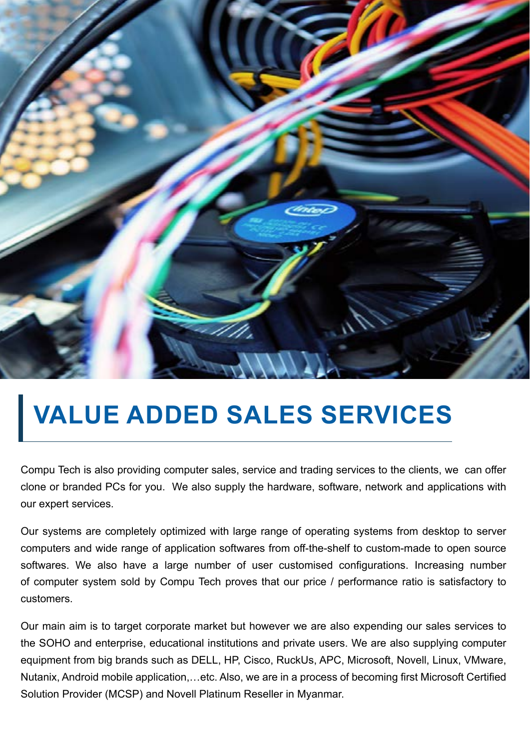# VALUE ADDED SALES SERVICES

Compu Tech is also providing computer sales, service and trading services to the clients, we can offer clone or branded PCs for you. We also supply the hardware, software, network and applications with our expert services.

Our systems are completely optimized with large range of operating systems from desktop to server computers and wide range of application softwares from off-the-shelf to custom-made to open source softwares. We also have a large number of user customised configurations. Increasing number of computer system sold by Compu Tech proves that our price / performance ratio is satisfactory to customers.

Our main aim is to target corporate market but however we are also expending our sales services to the SOHO and enterprise, educational institutions and private users. We are also supplying computer equipment from big brands such as DELL, HP, Cisco, RuckUs, APC, Microsoft, Novell, Linux, VMware, Nutanix, Android mobile application,…etc. Also, we are in a process of becoming first Microsoft Certified Solution Provider (MCSP) and Novell Platinum Reseller in Myanmar.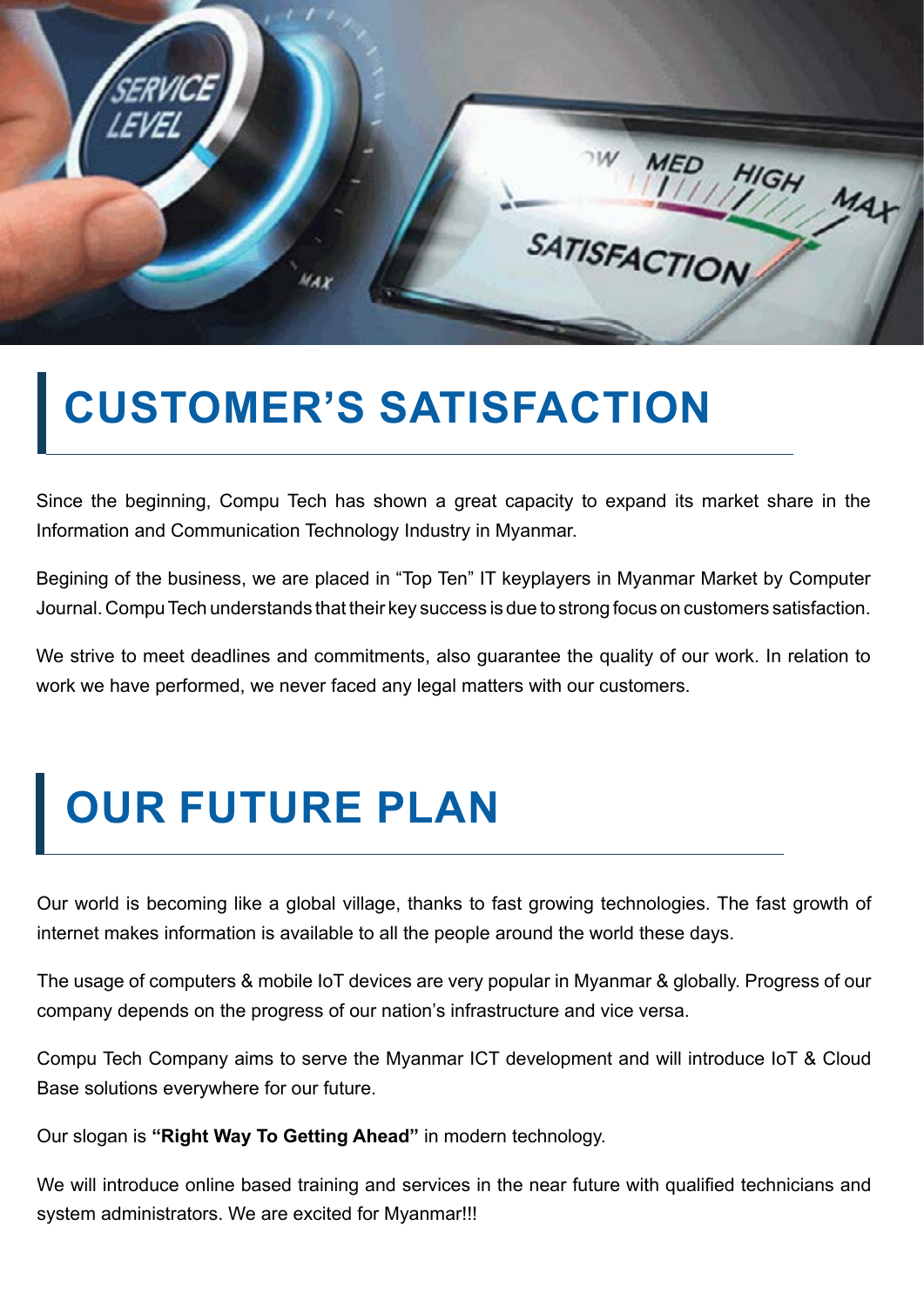# CUSTOMER'S SATISFACTION

Since the beginning, Compu Tech has shown a great capacity to expand its market share in the Information and Communication Technology Industry in Myanmar.

Begining of the business, we are placed in "Top Ten" IT keyplayers in Myanmar Market by Computer Journal. Compu Tech understands that their key success is due to strong focus on customers satisfaction.

We strive to meet deadlines and commitments, also guarantee the quality of our work. In relation to work we have performed, we never faced any legal matters with our customers.

# OUR FUTURE PLAN

Our world is becoming like a global village, thanks to fast growing technologies. The fast growth of internet makes information is available to all the people around the world these days.

The usage of computers & mobile IoT devices are very popular in Myanmar & globally. Progress of our company depends on the progress of our nation's infrastructure and vice versa.

Compu Tech Company aims to serve the Myanmar ICT development and will introduce IoT & Cloud Base solutions everywhere for our future.

Our slogan is **"Right Way To Getting Ahead"** in modern technology.

We will introduce online based training and services in the near future with qualified technicians and system administrators. We are excited for Myanmar!!!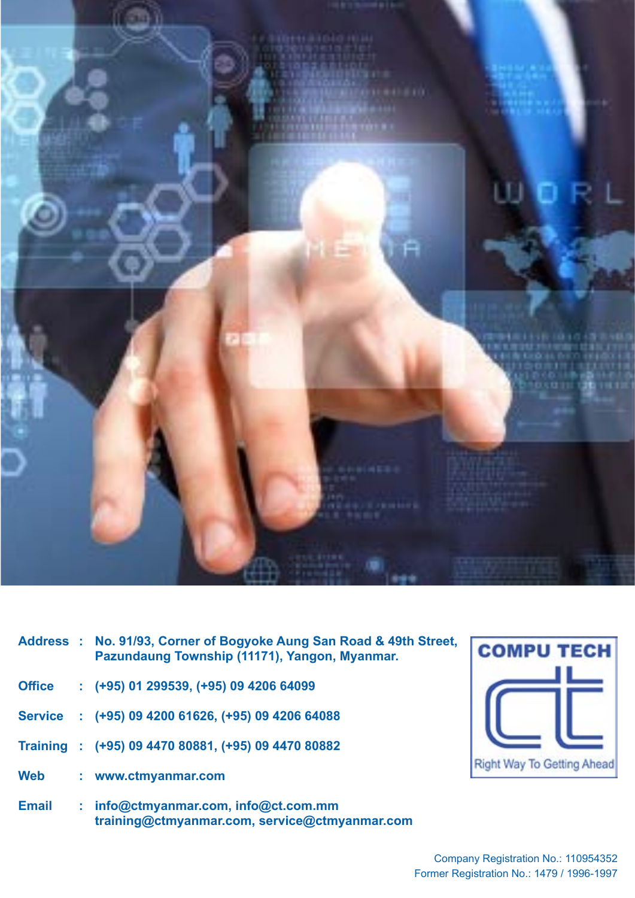| | | |
|---|---|---|
| **Address** | : | **No. 91/93, Corner of Bogyoke Aung San Road & 49th Street, Pazundaung Township (11171), Yangon, Myanmar.** |
| **Office** | : | **(+95) 01 299539, (+95) 09 4206 64099** |
| **Service** | : | **(+95) 09 4200 61626, (+95) 09 4206 64088** |
| **Training** | : | **(+95) 09 4470 80881, (+95) 09 4470 80882** |
| **Web** | : | **www.ctmyanmar.com** |
| **Email** | : | **info@ctmyanmar.com, info@ct.com.mm training@ctmyanmar.com, service@ctmyanmar.com** |

**COMPU TECH**

Right Way To Getting Ahead

Company Registration No.: 110954352
Former Registration No.: 1479 / 1996-1997